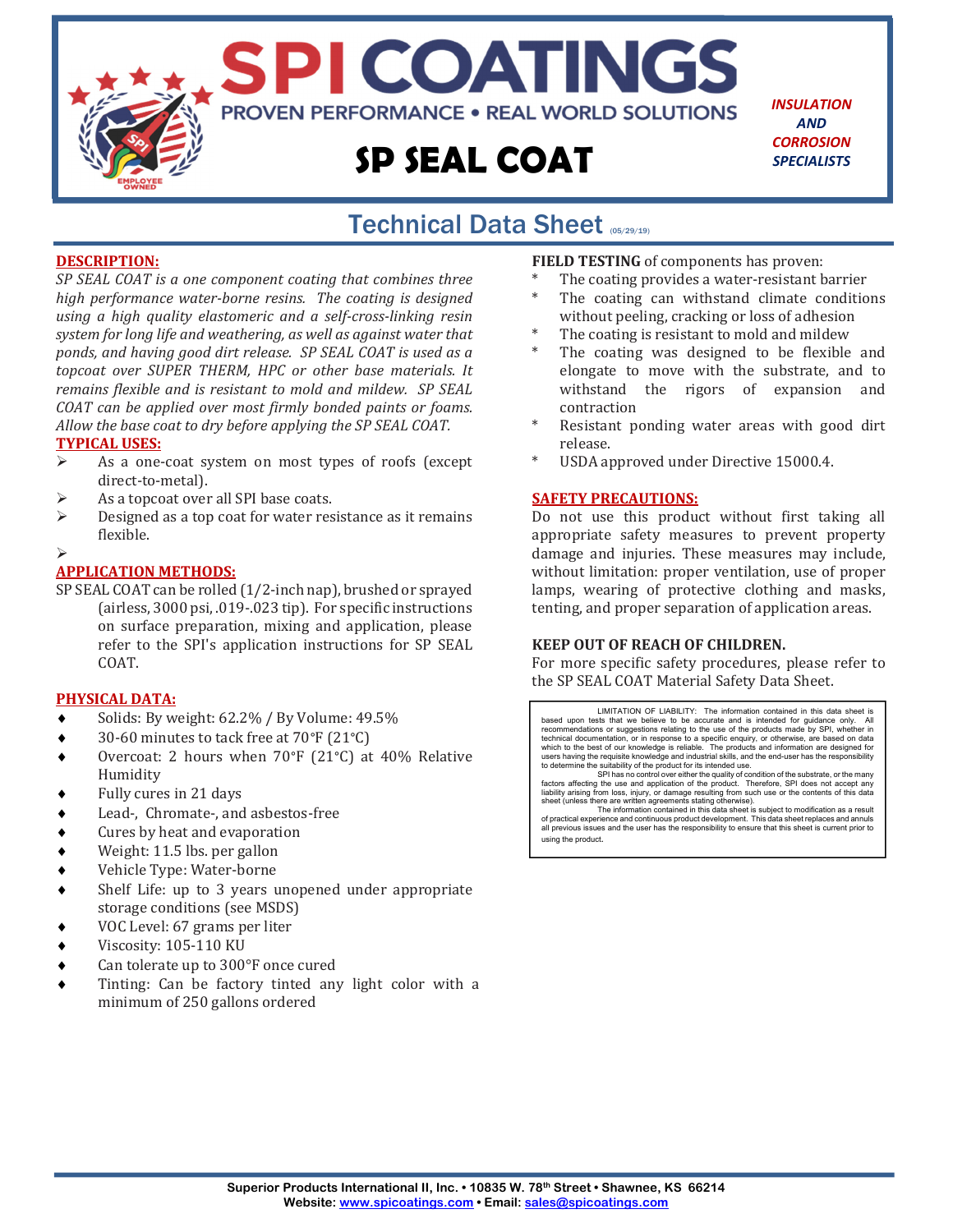# SPI COATINGS

PROVEN PERFORMANCE • REAL WORLD SOLUTIONS

*INSULATION AND CORROSION SPECIALISTS*

# SP SEAL COAT

## Technical Data Sheet (05/29/19)

### DESCRIPTION:

*SP SEAL COAT is a one component coating that combines three high performance water-borne resins. The coating is designed using a high quality elastomeric and a self-cross-linking resin system for long life and weathering, as well as against water that ponds, and having good dirt release. SP SEAL COAT is used as a topcoat over SUPER THERM, HPC or other base materials. It remains flexible and is resistant to mold and mildew. SP SEAL COAT can be applied over most firmly bonded paints or foams. Allow the base coat to dry before applying the SP SEAL COAT.*

### TYPICAL USES:

- As a one-coat system on most types of roofs (except direct-to-metal).
- As a topcoat over all SPI base coats.
- Designed as a top coat for water resistance as it remains flexible.

### APPLICATION METHODS:

SP SEAL COAT can be rolled (1/2-inch nap), brushed or sprayed (airless, 3000 psi, .019-.023 tip). For specific instructions on surface preparation, mixing and application, please refer to the SPI's application instructions for SP SEAL COAT.

### PHYSICAL DATA:

- Solids: By weight: 62.2% / By Volume: 49.5%
- 30-60 minutes to tack free at 70°F (21°C)
- Overcoat: 2 hours when 70°F (21°C) at 40% Relative Humidity
- Fully cures in 21 days
- Lead-, Chromate-, and asbestos-free
- Cures by heat and evaporation
- Weight: 11.5 lbs. per gallon
- Vehicle Type: Water-borne
- Shelf Life: up to 3 years unopened under appropriate storage conditions (see MSDS)
- VOC Level: 67 grams per liter
- Viscosity: 105-110 KU
- Can tolerate up to 300°F once cured
- Tinting: Can be factory tinted any light color with a minimum of 250 gallons ordered

**FIELD TESTING** of components has proven:

- The coating provides a water-resistant barrier
- The coating can withstand climate conditions without peeling, cracking or loss of adhesion
- The coating is resistant to mold and mildew
- The coating was designed to be flexible and elongate to move with the substrate, and to withstand the rigors of expansion and contraction
- Resistant ponding water areas with good dirt release.
- USDA approved under Directive 15000.4.

### SAFETY PRECAUTIONS:

Do not use this product without first taking all appropriate safety measures to prevent property damage and injuries. These measures may include, without limitation: proper ventilation, use of proper lamps, wearing of protective clothing and masks, tenting, and proper separation of application areas.

**KEEP OUT OF REACH OF CHILDREN.**

For more specific safety procedures, please refer to the SP SEAL COAT Material Safety Data Sheet.

LIMITATION OF LIABILITY: The information contained in this data sheet is based upon tests that we believe to be accurate and is intended for guidance only. All recommendations or suggestions relating to the use of the products made by SPI, whether in technical documentation, or in response to a specific enquiry, or otherwise, are based on data which to the best of our knowledge is reliable. The products and information are designed for users having the requisite knowledge and industrial skills, and the end-user has the responsibility to determine the suitability of the product for its intended use.

SPI has no control over either the quality of condition of the substrate, or the many factors affecting the use and application of the product. Therefore, SPI does not accept any liability arising from loss, injury, or damage resulting from such use or the contents of this data sheet (unless there are written agreements stating otherwise).

The information contained in this data sheet is subject to modification as a result of practical experience and continuous product development. This data sheet replaces and annuls all previous issues and the user has the responsibility to ensure that this sheet is current prior to using the product.

**Superior Products International II, Inc. • 10835 W. 78th Street • Shawnee, KS 66214**
**Website: www.spicoatings.com • Email: sales@spicoatings.com**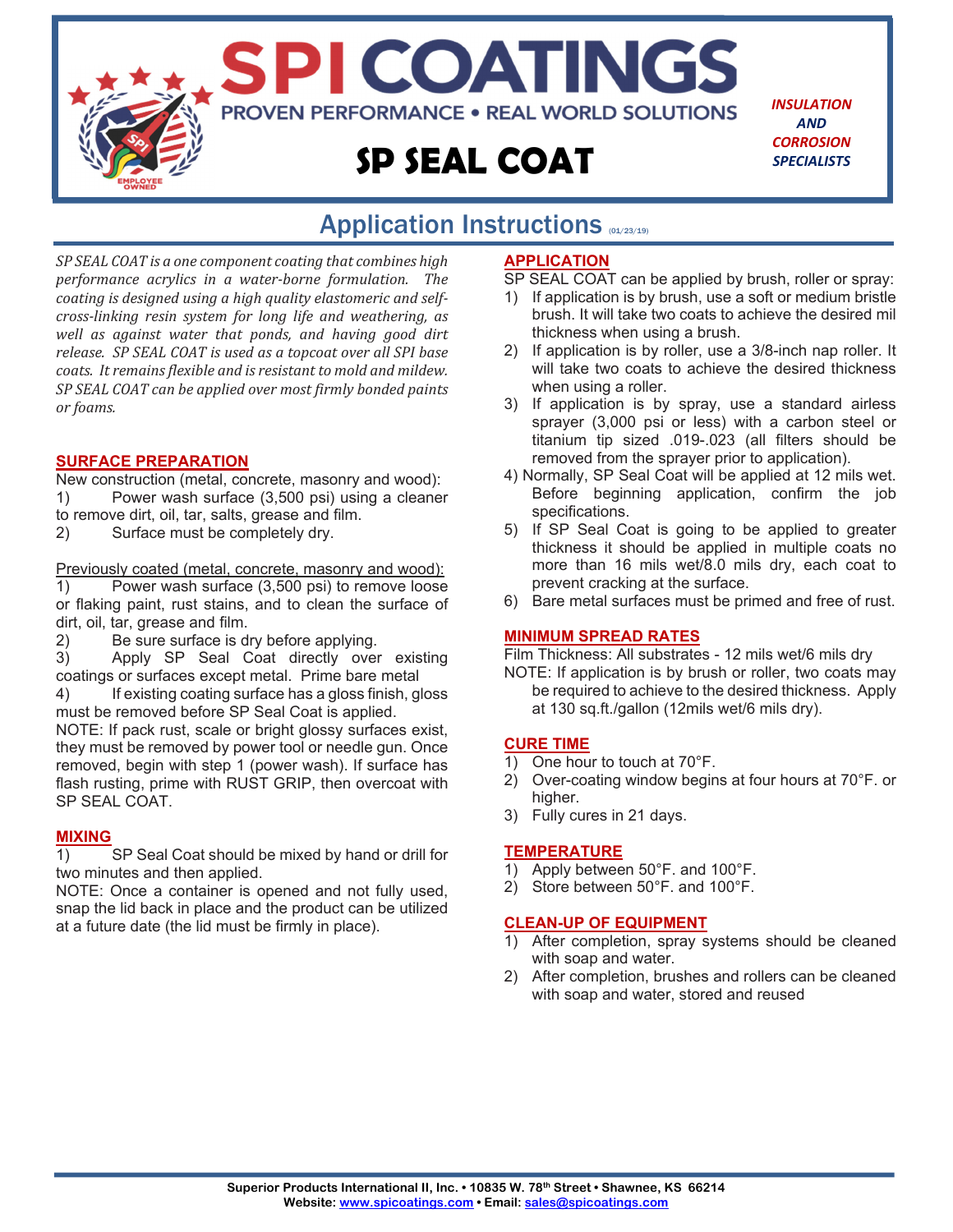# SPI COATINGS

PROVEN PERFORMANCE • REAL WORLD SOLUTIONS

*INSULATION AND CORROSION SPECIALISTS*

# SP SEAL COAT

## Application Instructions (01/23/19)

*SP SEAL COAT is a one component coating that combines high performance acrylics in a water-borne formulation. The coating is designed using a high quality elastomeric and self-cross-linking resin system for long life and weathering, as well as against water that ponds, and having good dirt release. SP SEAL COAT is used as a topcoat over all SPI base coats. It remains flexible and is resistant to mold and mildew. SP SEAL COAT can be applied over most firmly bonded paints or foams.*

### SURFACE PREPARATION

New construction (metal, concrete, masonry and wood):

1) Power wash surface (3,500 psi) using a cleaner to remove dirt, oil, tar, salts, grease and film.
2) Surface must be completely dry.

Previously coated (metal, concrete, masonry and wood):

1) Power wash surface (3,500 psi) to remove loose or flaking paint, rust stains, and to clean the surface of dirt, oil, tar, grease and film.
2) Be sure surface is dry before applying.
3) Apply SP Seal Coat directly over existing coatings or surfaces except metal. Prime bare metal
4) If existing coating surface has a gloss finish, gloss must be removed before SP Seal Coat is applied.

NOTE: If pack rust, scale or bright glossy surfaces exist, they must be removed by power tool or needle gun. Once removed, begin with step 1 (power wash). If surface has flash rusting, prime with RUST GRIP, then overcoat with SP SEAL COAT.

### MIXING

1) SP Seal Coat should be mixed by hand or drill for two minutes and then applied.

NOTE: Once a container is opened and not fully used, snap the lid back in place and the product can be utilized at a future date (the lid must be firmly in place).

### APPLICATION

SP SEAL COAT can be applied by brush, roller or spray:

1) If application is by brush, use a soft or medium bristle brush. It will take two coats to achieve the desired mil thickness when using a brush.
2) If application is by roller, use a 3/8-inch nap roller. It will take two coats to achieve the desired thickness when using a roller.
3) If application is by spray, use a standard airless sprayer (3,000 psi or less) with a carbon steel or titanium tip sized .019-.023 (all filters should be removed from the sprayer prior to application).
4) Normally, SP Seal Coat will be applied at 12 mils wet. Before beginning application, confirm the job specifications.
5) If SP Seal Coat is going to be applied to greater thickness it should be applied in multiple coats no more than 16 mils wet/8.0 mils dry, each coat to prevent cracking at the surface.
6) Bare metal surfaces must be primed and free of rust.

### MINIMUM SPREAD RATES

Film Thickness: All substrates - 12 mils wet/6 mils dry

NOTE: If application is by brush or roller, two coats may be required to achieve to the desired thickness. Apply at 130 sq.ft./gallon (12mils wet/6 mils dry).

### CURE TIME

1) One hour to touch at 70°F.
2) Over-coating window begins at four hours at 70°F. or higher.
3) Fully cures in 21 days.

### TEMPERATURE

1) Apply between 50°F. and 100°F.
2) Store between 50°F. and 100°F.

### CLEAN-UP OF EQUIPMENT

1) After completion, spray systems should be cleaned with soap and water.
2) After completion, brushes and rollers can be cleaned with soap and water, stored and reused

**Superior Products International II, Inc. • 10835 W. 78th Street • Shawnee, KS 66214**
**Website: www.spicoatings.com • Email: sales@spicoatings.com**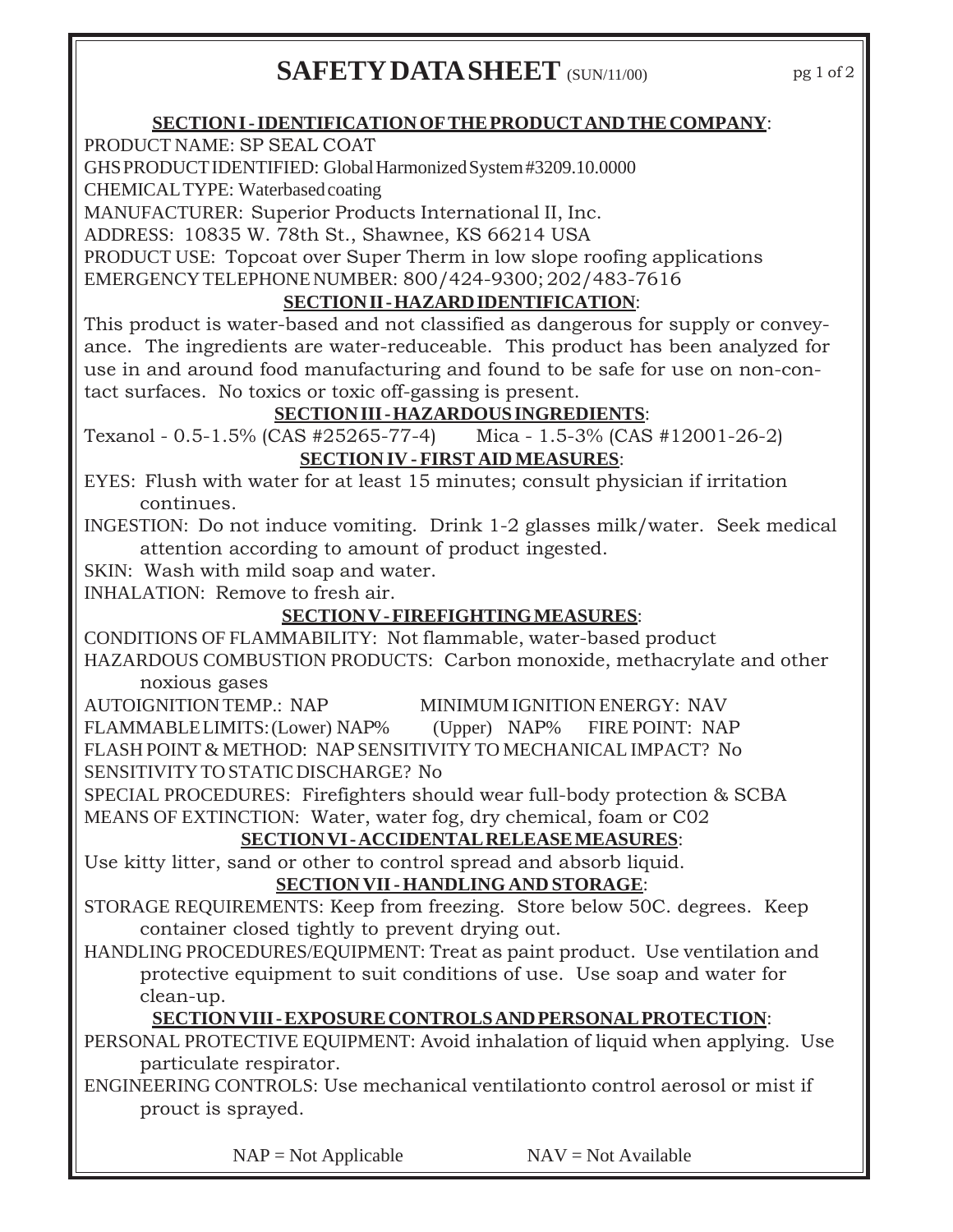# SAFETY DATA SHEET (SUN/11/00)

## SECTION I - IDENTIFICATION OF THE PRODUCT AND THE COMPANY:

PRODUCT NAME: SP SEAL COAT

GHS PRODUCT IDENTIFIED: Global Harmonized System #3209.10.0000

CHEMICAL TYPE: Waterbased coating

MANUFACTURER: Superior Products International II, Inc.

ADDRESS: 10835 W. 78th St., Shawnee, KS 66214 USA

PRODUCT USE: Topcoat over Super Therm in low slope roofing applications

EMERGENCY TELEPHONE NUMBER: 800/424-9300; 202/483-7616

## SECTION II - HAZARD IDENTIFICATION:

This product is water-based and not classified as dangerous for supply or conveyance. The ingredients are water-reduceable. This product has been analyzed for use in and around food manufacturing and found to be safe for use on non-contact surfaces. No toxics or toxic off-gassing is present.

## SECTION III - HAZARDOUS INGREDIENTS:

Texanol - 0.5-1.5% (CAS #25265-77-4) Mica - 1.5-3% (CAS #12001-26-2)

## SECTION IV - FIRST AID MEASURES:

EYES: Flush with water for at least 15 minutes; consult physician if irritation continues.

INGESTION: Do not induce vomiting. Drink 1-2 glasses milk/water. Seek medical attention according to amount of product ingested.

SKIN: Wash with mild soap and water.

INHALATION: Remove to fresh air.

## SECTION V - FIREFIGHTING MEASURES:

CONDITIONS OF FLAMMABILITY: Not flammable, water-based product

HAZARDOUS COMBUSTION PRODUCTS: Carbon monoxide, methacrylate and other noxious gases

AUTOIGNITION TEMP.: NAP MINIMUM IGNITION ENERGY: NAV

FLAMMABLE LIMITS: (Lower) NAP% (Upper) NAP% FIRE POINT: NAP

FLASH POINT & METHOD: NAP SENSITIVITY TO MECHANICAL IMPACT? No

SENSITIVITY TO STATIC DISCHARGE? No

SPECIAL PROCEDURES: Firefighters should wear full-body protection & SCBA

MEANS OF EXTINCTION: Water, water fog, dry chemical, foam or C02

## SECTION VI - ACCIDENTAL RELEASE MEASURES:

Use kitty litter, sand or other to control spread and absorb liquid.

## SECTION VII - HANDLING AND STORAGE:

STORAGE REQUIREMENTS: Keep from freezing. Store below 50C. degrees. Keep container closed tightly to prevent drying out.

HANDLING PROCEDURES/EQUIPMENT: Treat as paint product. Use ventilation and protective equipment to suit conditions of use. Use soap and water for clean-up.

## SECTION VIII - EXPOSURE CONTROLS AND PERSONAL PROTECTION:

PERSONAL PROTECTIVE EQUIPMENT: Avoid inhalation of liquid when applying. Use particulate respirator.

ENGINEERING CONTROLS: Use mechanical ventilationto control aerosol or mist if prouct is sprayed.

NAP = Not Applicable NAV = Not Available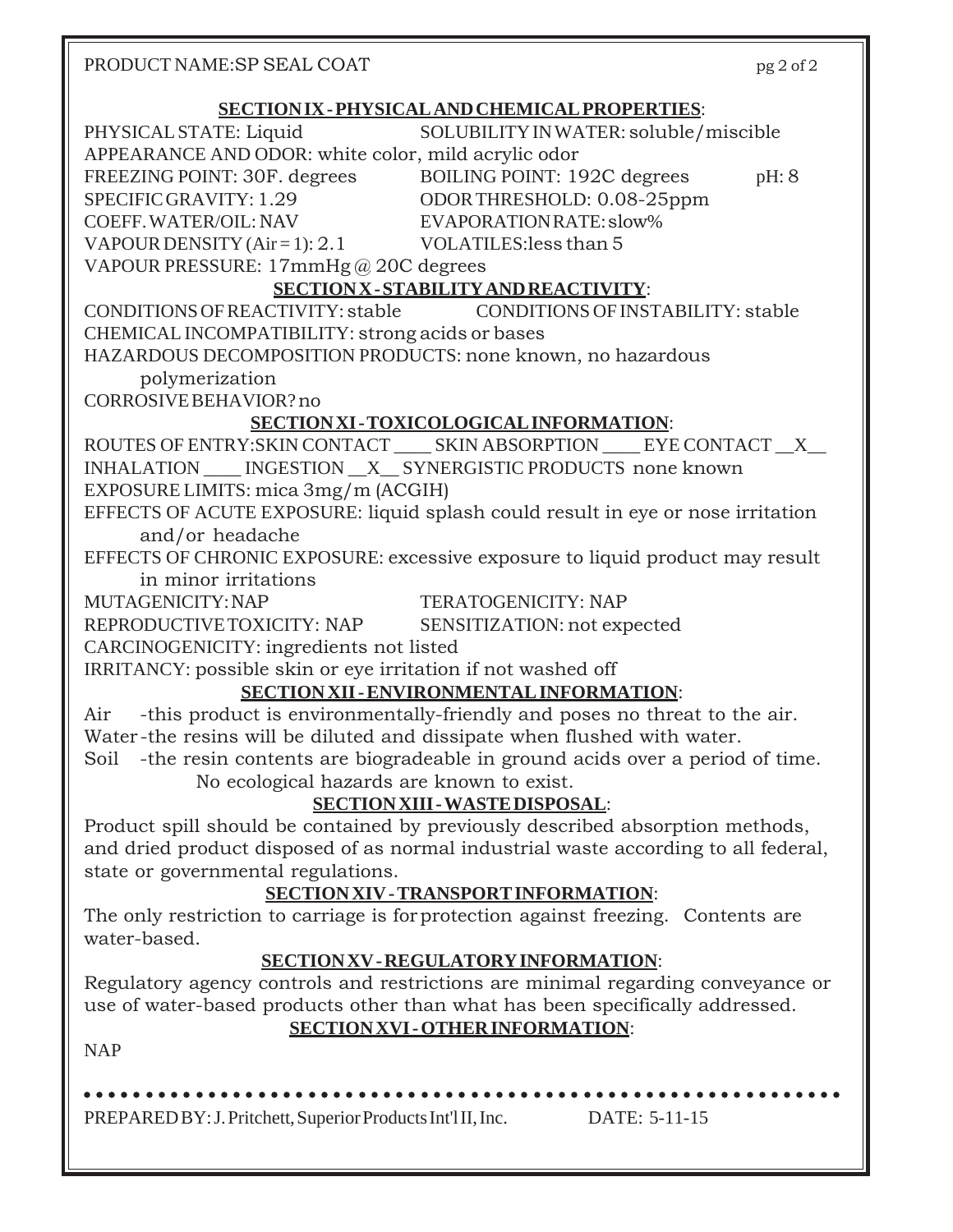PRODUCT NAME:SP SEAL COAT

## SECTION IX - PHYSICAL AND CHEMICAL PROPERTIES:

PHYSICAL STATE: Liquid SOLUBILITY IN WATER: soluble/miscible
APPEARANCE AND ODOR: white color, mild acrylic odor
FREEZING POINT: 30F. degrees BOILING POINT: 192C degrees pH: 8
SPECIFIC GRAVITY: 1.29 ODOR THRESHOLD: 0.08-25ppm
COEFF. WATER/OIL: NAV EVAPORATION RATE: slow%
VAPOUR DENSITY (Air = 1): 2.1 VOLATILES:less than 5
VAPOUR PRESSURE: 17mmHg @ 20C degrees

## SECTION X - STABILITY AND REACTIVITY:

CONDITIONS OF REACTIVITY: stable CONDITIONS OF INSTABILITY: stable
CHEMICAL INCOMPATIBILITY: strong acids or bases
HAZARDOUS DECOMPOSITION PRODUCTS: none known, no hazardous polymerization
CORROSIVE BEHAVIOR? no

## SECTION XI - TOXICOLOGICAL INFORMATION:

ROUTES OF ENTRY:SKIN CONTACT ____ SKIN ABSORPTION ____ EYE CONTACT __X__
INHALATION ____ INGESTION __X__ SYNERGISTIC PRODUCTS none known
EXPOSURE LIMITS: mica 3mg/m (ACGIH)
EFFECTS OF ACUTE EXPOSURE: liquid splash could result in eye or nose irritation and/or headache
EFFECTS OF CHRONIC EXPOSURE: excessive exposure to liquid product may result in minor irritations
MUTAGENICITY: NAP TERATOGENICITY: NAP
REPRODUCTIVE TOXICITY: NAP SENSITIZATION: not expected
CARCINOGENICITY: ingredients not listed
IRRITANCY: possible skin or eye irritation if not washed off

## SECTION XII - ENVIRONMENTAL INFORMATION:

Air -this product is environmentally-friendly and poses no threat to the air.
Water -the resins will be diluted and dissipate when flushed with water.
Soil -the resin contents are biogradeable in ground acids over a period of time.
No ecological hazards are known to exist.

## SECTION XIII - WASTE DISPOSAL:

Product spill should be contained by previously described absorption methods, and dried product disposed of as normal industrial waste according to all federal, state or governmental regulations.

## SECTION XIV - TRANSPORT INFORMATION:

The only restriction to carriage is for protection against freezing. Contents are water-based.

## SECTION XV - REGULATORY INFORMATION:

Regulatory agency controls and restrictions are minimal regarding conveyance or use of water-based products other than what has been specifically addressed.

## SECTION XVI - OTHER INFORMATION:

NAP

PREPARED BY: J. Pritchett, Superior Products Int'l II, Inc. DATE: 5-11-15